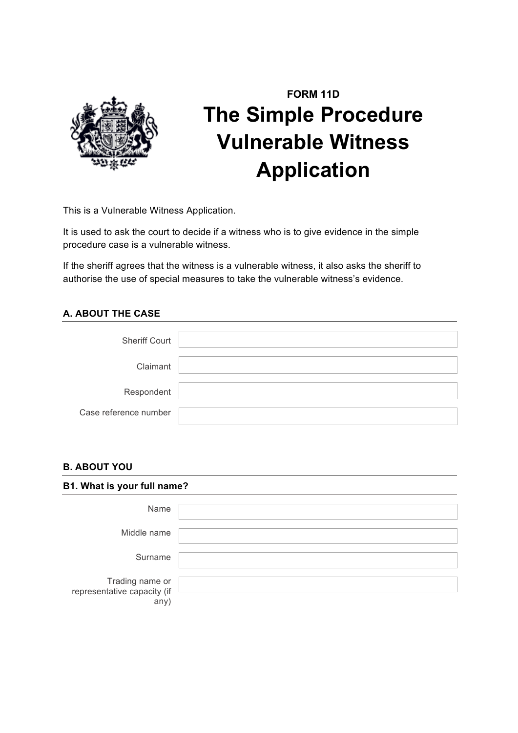**FORM 11D**

# The Simple Procedure Vulnerable Witness Application

This is a Vulnerable Witness Application.

It is used to ask the court to decide if a witness who is to give evidence in the simple procedure case is a vulnerable witness.

If the sheriff agrees that the witness is a vulnerable witness, it also asks the sheriff to authorise the use of special measures to take the vulnerable witness's evidence.

## A. ABOUT THE CASE

| | |
|---|---|
| Sheriff Court | |
| Claimant | |
| Respondent | |
| Case reference number | |

## B. ABOUT YOU

### B1. What is your full name?

| | |
|---|---|
| Name | |
| Middle name | |
| Surname | |
| Trading name or representative capacity (if any) | |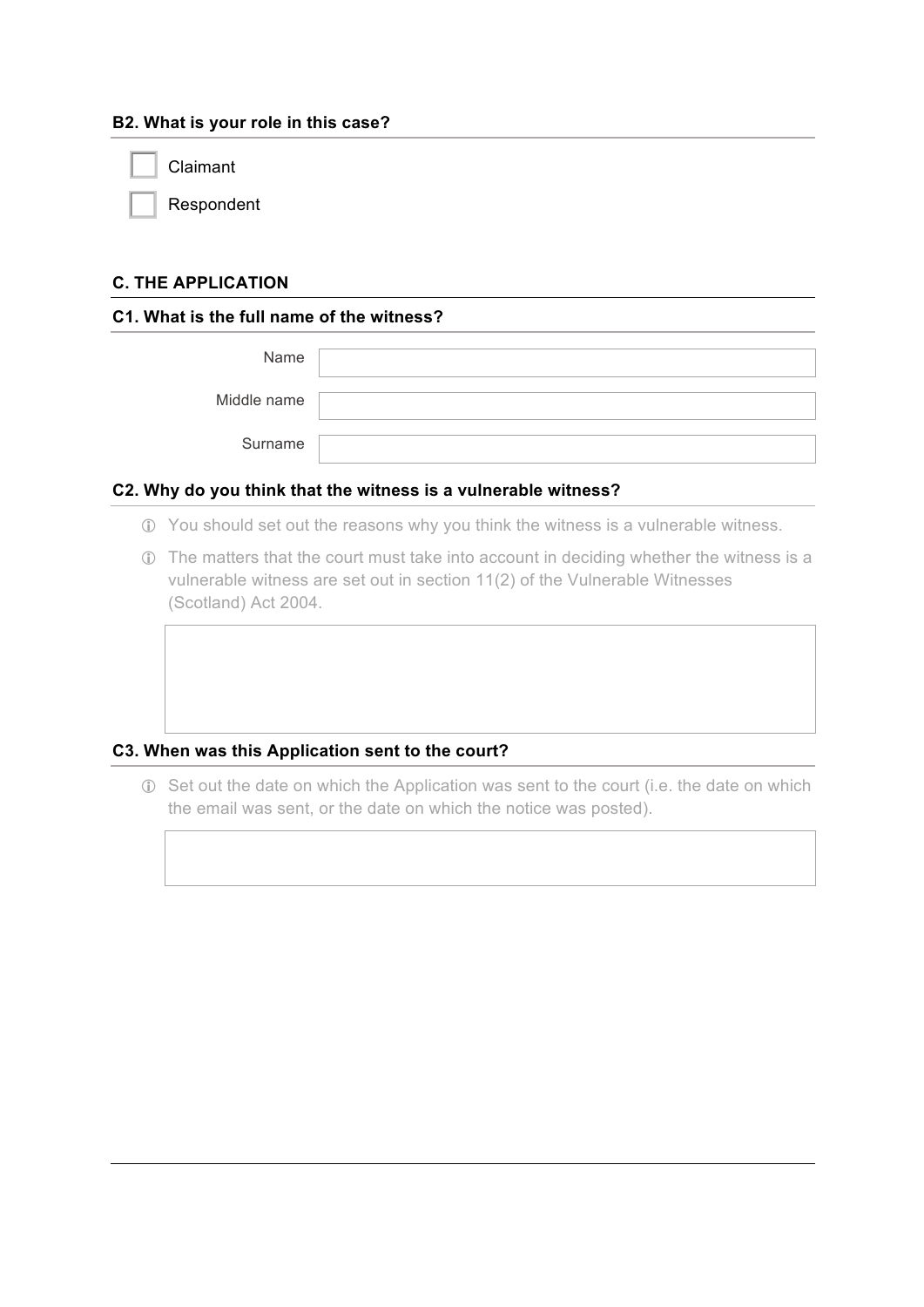### B2. What is your role in this case?

- [ ] Claimant
- [ ] Respondent

## C. THE APPLICATION

### C1. What is the full name of the witness?

| | |
|---|---|
| Name | |
| Middle name | |
| Surname | |

### C2. Why do you think that the witness is a vulnerable witness?

- ⓘ You should set out the reasons why you think the witness is a vulnerable witness.
- ⓘ The matters that the court must take into account in deciding whether the witness is a vulnerable witness are set out in section 11(2) of the Vulnerable Witnesses (Scotland) Act 2004.

### C3. When was this Application sent to the court?

- ⓘ Set out the date on which the Application was sent to the court (i.e. the date on which the email was sent, or the date on which the notice was posted).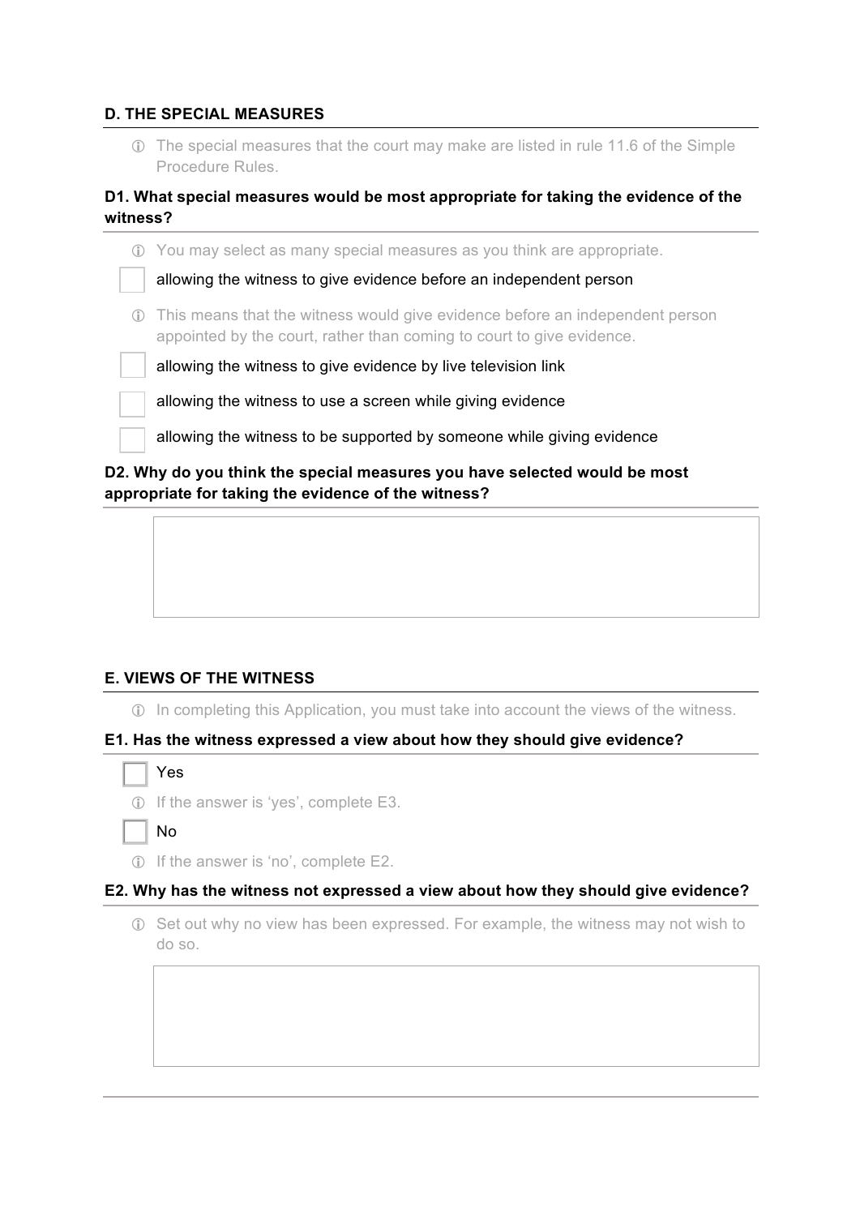## D. THE SPECIAL MEASURES

ⓘ The special measures that the court may make are listed in rule 11.6 of the Simple Procedure Rules.

### D1. What special measures would be most appropriate for taking the evidence of the witness?

ⓘ You may select as many special measures as you think are appropriate.

- [ ] allowing the witness to give evidence before an independent person

ⓘ This means that the witness would give evidence before an independent person appointed by the court, rather than coming to court to give evidence.

- [ ] allowing the witness to give evidence by live television link
- [ ] allowing the witness to use a screen while giving evidence
- [ ] allowing the witness to be supported by someone while giving evidence

### D2. Why do you think the special measures you have selected would be most appropriate for taking the evidence of the witness?

&nbsp;

## E. VIEWS OF THE WITNESS

ⓘ In completing this Application, you must take into account the views of the witness.

### E1. Has the witness expressed a view about how they should give evidence?

- [ ] Yes

ⓘ If the answer is 'yes', complete E3.

- [ ] No

ⓘ If the answer is 'no', complete E2.

### E2. Why has the witness not expressed a view about how they should give evidence?

ⓘ Set out why no view has been expressed. For example, the witness may not wish to do so.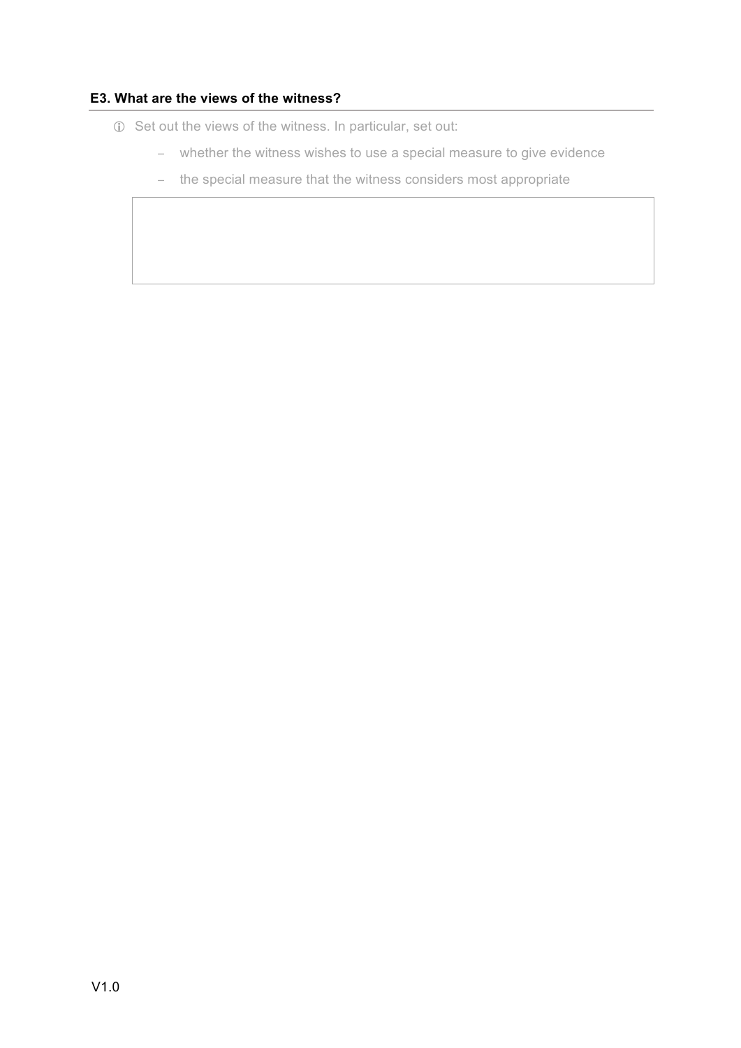### E3. What are the views of the witness?

ⓘ Set out the views of the witness. In particular, set out:

- whether the witness wishes to use a special measure to give evidence
- the special measure that the witness considers most appropriate

V1.0